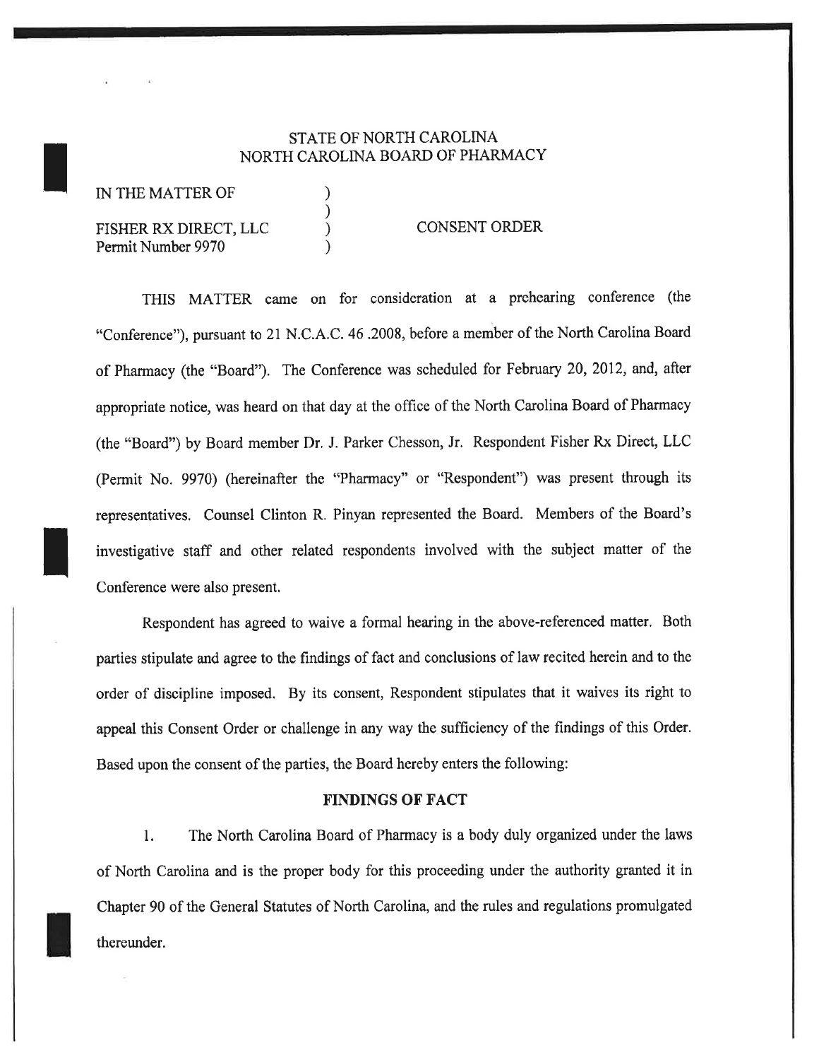STATE OF NORTH CAROLINA
NORTH CAROLINA BOARD OF PHARMACY

IN THE MATTER OF )
)
FISHER RX DIRECT, LLC ) CONSENT ORDER
Permit Number 9970 )

THIS MATTER came on for consideration at a prehearing conference (the "Conference"), pursuant to 21 N.C.A.C. 46 .2008, before a member of the North Carolina Board of Pharmacy (the "Board"). The Conference was scheduled for February 20, 2012, and, after appropriate notice, was heard on that day at the office of the North Carolina Board of Pharmacy (the "Board") by Board member Dr. J. Parker Chesson, Jr. Respondent Fisher Rx Direct, LLC (Permit No. 9970) (hereinafter the "Pharmacy" or "Respondent") was present through its representatives. Counsel Clinton R. Pinyan represented the Board. Members of the Board's investigative staff and other related respondents involved with the subject matter of the Conference were also present.

Respondent has agreed to waive a formal hearing in the above-referenced matter. Both parties stipulate and agree to the findings of fact and conclusions of law recited herein and to the order of discipline imposed. By its consent, Respondent stipulates that it waives its right to appeal this Consent Order or challenge in any way the sufficiency of the findings of this Order. Based upon the consent of the parties, the Board hereby enters the following:

## FINDINGS OF FACT

1. The North Carolina Board of Pharmacy is a body duly organized under the laws of North Carolina and is the proper body for this proceeding under the authority granted it in Chapter 90 of the General Statutes of North Carolina, and the rules and regulations promulgated thereunder.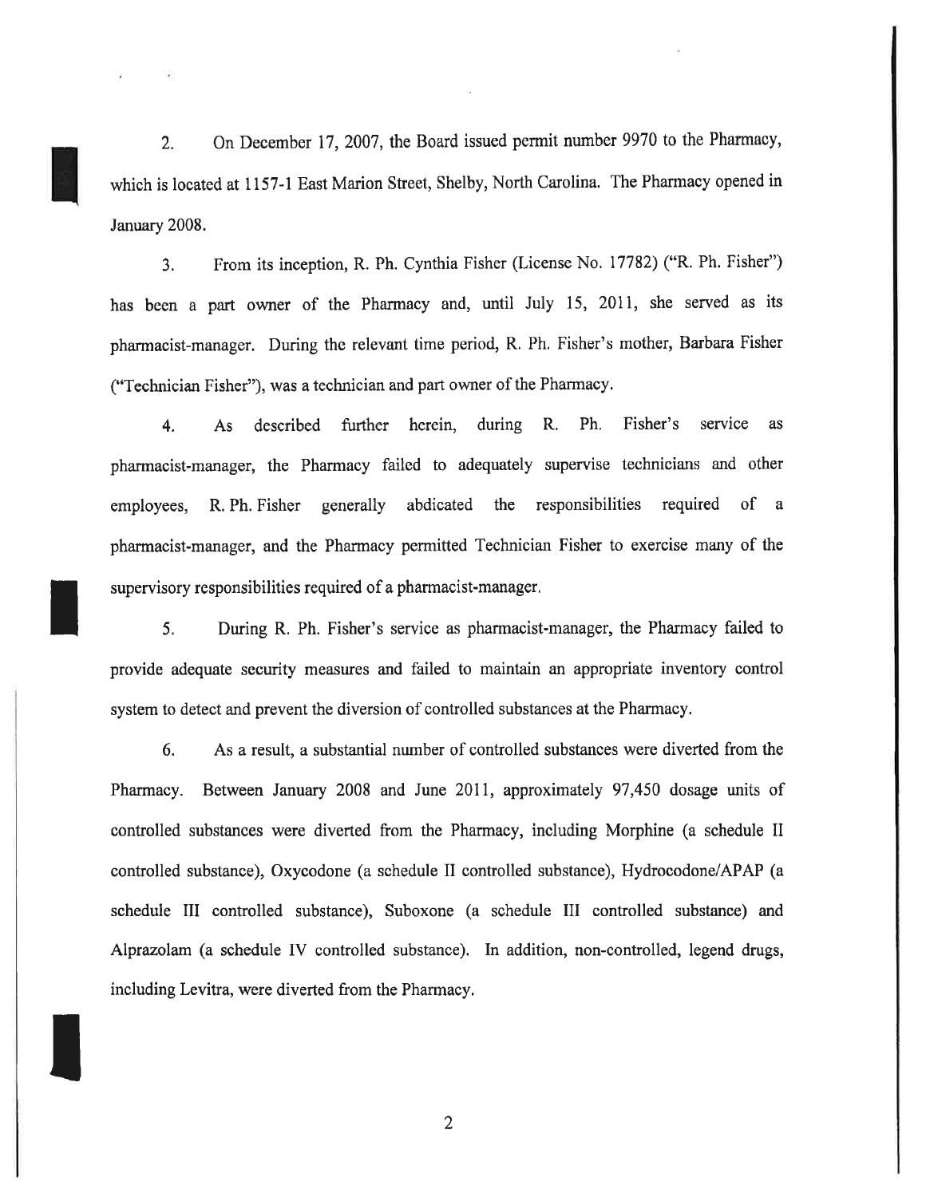2. On December 17, 2007, the Board issued permit number 9970 to the Pharmacy, which is located at 1157-1 East Marion Street, Shelby, North Carolina. The Pharmacy opened in January 2008.

3. From its inception, R. Ph. Cynthia Fisher (License No. 17782) ("R. Ph. Fisher") has been a part owner of the Pharmacy and, until July 15, 2011, she served as its pharmacist-manager. During the relevant time period, R. Ph. Fisher's mother, Barbara Fisher ("Technician Fisher"), was a technician and part owner of the Pharmacy.

4. As described further herein, during R. Ph. Fisher's service as pharmacist-manager, the Pharmacy failed to adequately supervise technicians and other employees, R. Ph. Fisher generally abdicated the responsibilities required of a pharmacist-manager, and the Pharmacy permitted Technician Fisher to exercise many of the supervisory responsibilities required of a pharmacist-manager.

5. During R. Ph. Fisher's service as pharmacist-manager, the Pharmacy failed to provide adequate security measures and failed to maintain an appropriate inventory control system to detect and prevent the diversion of controlled substances at the Pharmacy.

6. As a result, a substantial number of controlled substances were diverted from the Pharmacy. Between January 2008 and June 2011, approximately 97,450 dosage units of controlled substances were diverted from the Pharmacy, including Morphine (a schedule II controlled substance), Oxycodone (a schedule II controlled substance), Hydrocodone/APAP (a schedule III controlled substance), Suboxone (a schedule III controlled substance) and Alprazolam (a schedule IV controlled substance). In addition, non-controlled, legend drugs, including Levitra, were diverted from the Pharmacy.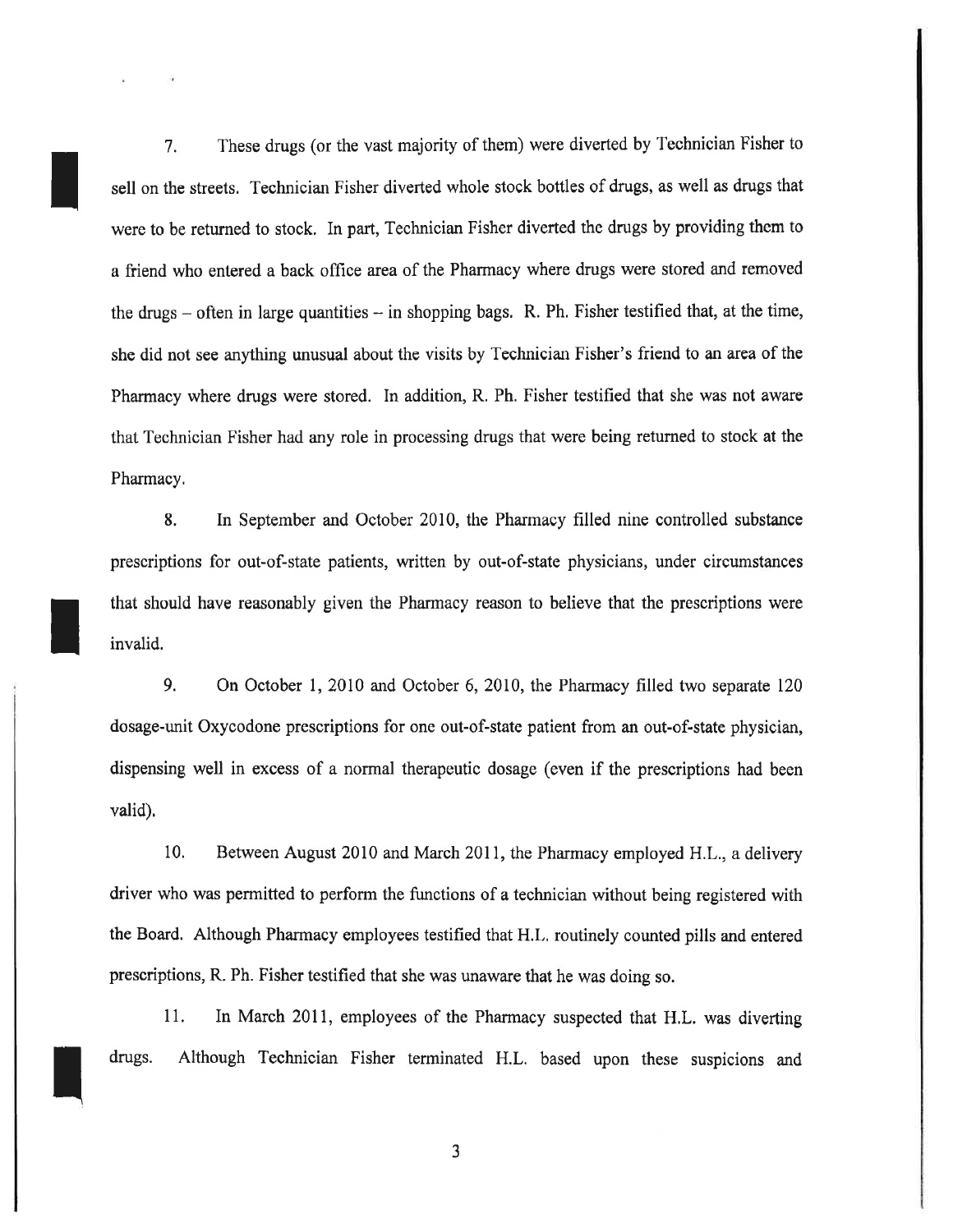7. These drugs (or the vast majority of them) were diverted by Technician Fisher to sell on the streets. Technician Fisher diverted whole stock bottles of drugs, as well as drugs that were to be returned to stock. In part, Technician Fisher diverted the drugs by providing them to a friend who entered a back office area of the Pharmacy where drugs were stored and removed the drugs – often in large quantities – in shopping bags. R. Ph. Fisher testified that, at the time, she did not see anything unusual about the visits by Technician Fisher's friend to an area of the Pharmacy where drugs were stored. In addition, R. Ph. Fisher testified that she was not aware that Technician Fisher had any role in processing drugs that were being returned to stock at the Pharmacy.

8. In September and October 2010, the Pharmacy filled nine controlled substance prescriptions for out-of-state patients, written by out-of-state physicians, under circumstances that should have reasonably given the Pharmacy reason to believe that the prescriptions were invalid.

9. On October 1, 2010 and October 6, 2010, the Pharmacy filled two separate 120 dosage-unit Oxycodone prescriptions for one out-of-state patient from an out-of-state physician, dispensing well in excess of a normal therapeutic dosage (even if the prescriptions had been valid).

10. Between August 2010 and March 2011, the Pharmacy employed H.L., a delivery driver who was permitted to perform the functions of a technician without being registered with the Board. Although Pharmacy employees testified that H.L. routinely counted pills and entered prescriptions, R. Ph. Fisher testified that she was unaware that he was doing so.

11. In March 2011, employees of the Pharmacy suspected that H.L. was diverting drugs. Although Technician Fisher terminated H.L. based upon these suspicions and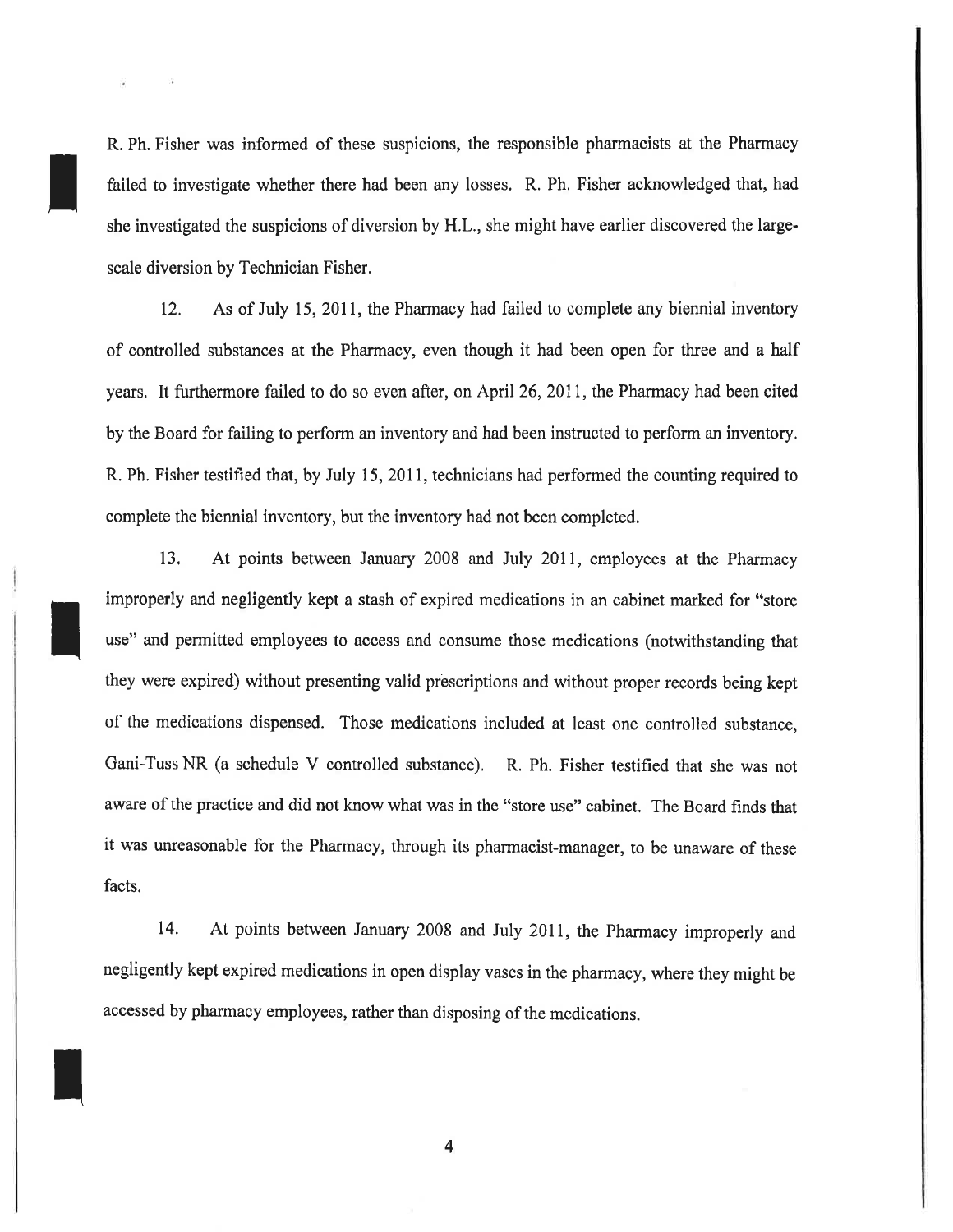R. Ph. Fisher was informed of these suspicions, the responsible pharmacists at the Pharmacy failed to investigate whether there had been any losses. R. Ph. Fisher acknowledged that, had she investigated the suspicions of diversion by H.L., she might have earlier discovered the large-scale diversion by Technician Fisher.

12. As of July 15, 2011, the Pharmacy had failed to complete any biennial inventory of controlled substances at the Pharmacy, even though it had been open for three and a half years. It furthermore failed to do so even after, on April 26, 2011, the Pharmacy had been cited by the Board for failing to perform an inventory and had been instructed to perform an inventory. R. Ph. Fisher testified that, by July 15, 2011, technicians had performed the counting required to complete the biennial inventory, but the inventory had not been completed.

13. At points between January 2008 and July 2011, employees at the Pharmacy improperly and negligently kept a stash of expired medications in an cabinet marked for "store use" and permitted employees to access and consume those medications (notwithstanding that they were expired) without presenting valid prescriptions and without proper records being kept of the medications dispensed. Those medications included at least one controlled substance, Gani-Tuss NR (a schedule V controlled substance). R. Ph. Fisher testified that she was not aware of the practice and did not know what was in the "store use" cabinet. The Board finds that it was unreasonable for the Pharmacy, through its pharmacist-manager, to be unaware of these facts.

14. At points between January 2008 and July 2011, the Pharmacy improperly and negligently kept expired medications in open display vases in the pharmacy, where they might be accessed by pharmacy employees, rather than disposing of the medications.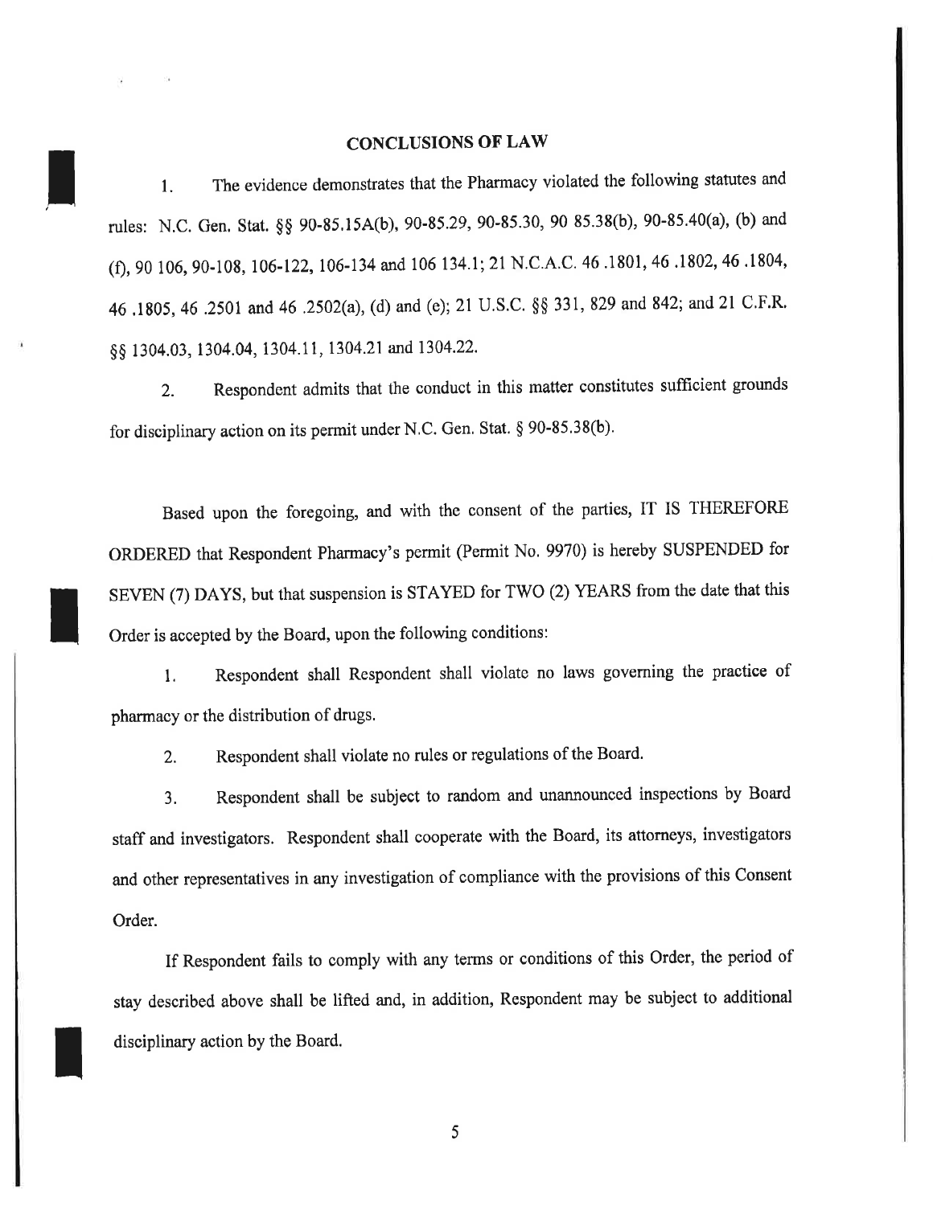## CONCLUSIONS OF LAW

1. The evidence demonstrates that the Pharmacy violated the following statutes and rules: N.C. Gen. Stat. §§ 90-85.15A(b), 90-85.29, 90-85.30, 90 85.38(b), 90-85.40(a), (b) and (f), 90 106, 90-108, 106-122, 106-134 and 106 134.1; 21 N.C.A.C. 46 .1801, 46 .1802, 46 .1804, 46 .1805, 46 .2501 and 46 .2502(a), (d) and (e); 21 U.S.C. §§ 331, 829 and 842; and 21 C.F.R. §§ 1304.03, 1304.04, 1304.11, 1304.21 and 1304.22.

2. Respondent admits that the conduct in this matter constitutes sufficient grounds for disciplinary action on its permit under N.C. Gen. Stat. § 90-85.38(b).

Based upon the foregoing, and with the consent of the parties, IT IS THEREFORE ORDERED that Respondent Pharmacy's permit (Permit No. 9970) is hereby SUSPENDED for SEVEN (7) DAYS, but that suspension is STAYED for TWO (2) YEARS from the date that this Order is accepted by the Board, upon the following conditions:

1. Respondent shall Respondent shall violate no laws governing the practice of pharmacy or the distribution of drugs.

2. Respondent shall violate no rules or regulations of the Board.

3. Respondent shall be subject to random and unannounced inspections by Board staff and investigators. Respondent shall cooperate with the Board, its attorneys, investigators and other representatives in any investigation of compliance with the provisions of this Consent Order.

If Respondent fails to comply with any terms or conditions of this Order, the period of stay described above shall be lifted and, in addition, Respondent may be subject to additional disciplinary action by the Board.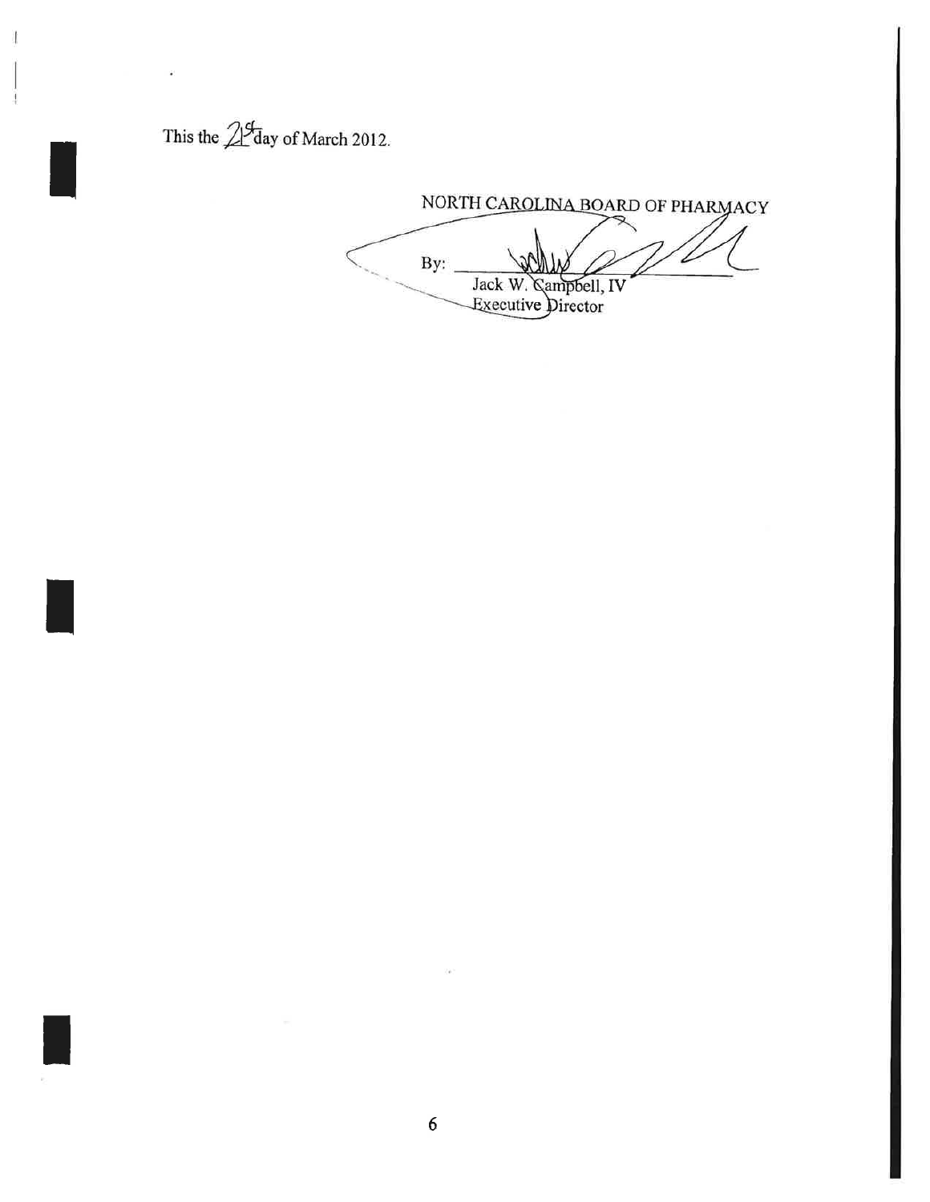This the 29 day of March 2012.

NORTH CAROLINA BOARD OF PHARMACY

By: \_\_\_\_\_\_\_\_\_\_\_\_\_\_\_\_\_\_\_\_\_\_\_\_\_\_\_\_

Jack W. Campbell, IV
Executive Director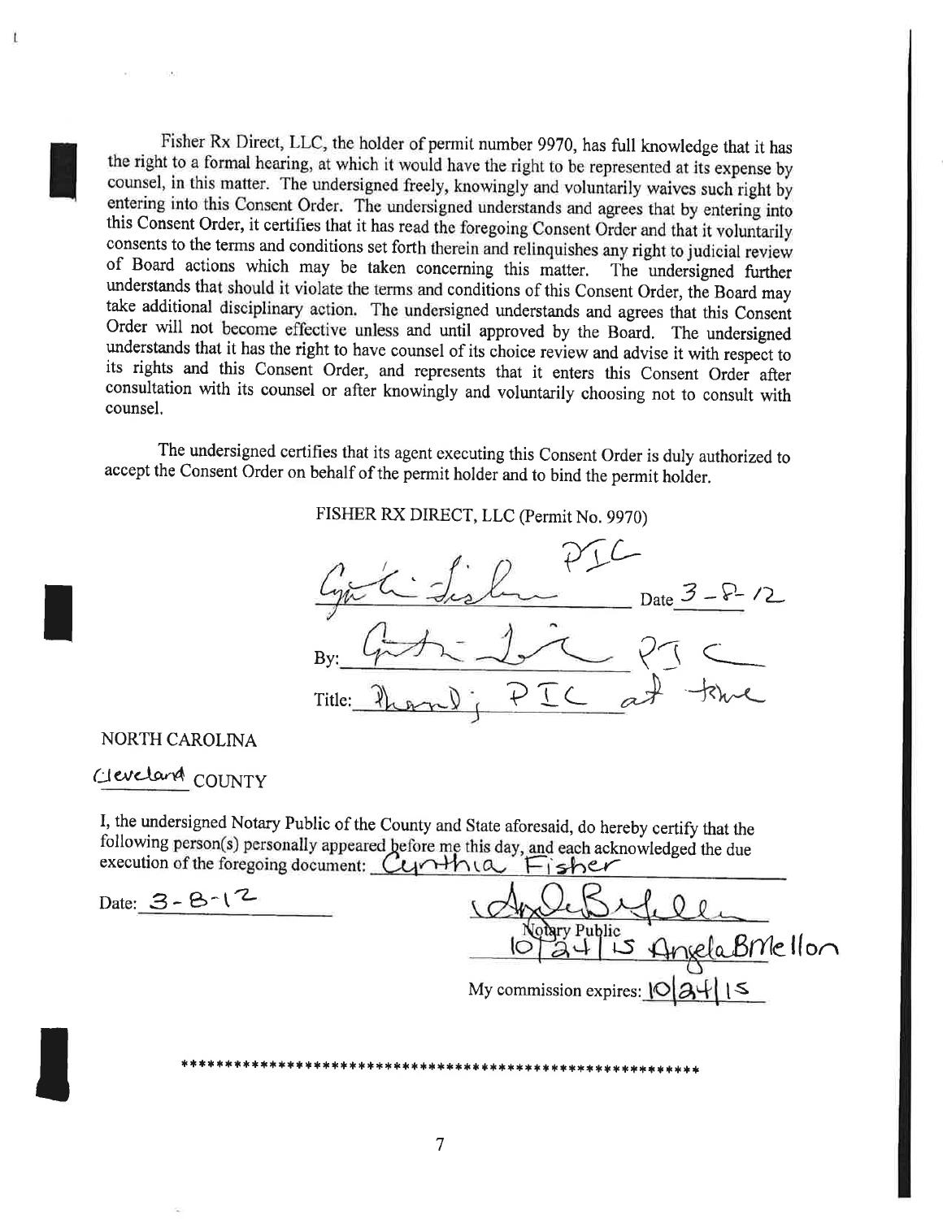Fisher Rx Direct, LLC, the holder of permit number 9970, has full knowledge that it has the right to a formal hearing, at which it would have the right to be represented at its expense by counsel, in this matter. The undersigned freely, knowingly and voluntarily waives such right by entering into this Consent Order. The undersigned understands and agrees that by entering into this Consent Order, it certifies that it has read the foregoing Consent Order and that it voluntarily consents to the terms and conditions set forth therein and relinquishes any right to judicial review of Board actions which may be taken concerning this matter. The undersigned further understands that should it violate the terms and conditions of this Consent Order, the Board may take additional disciplinary action. The undersigned understands and agrees that this Consent Order will not become effective unless and until approved by the Board. The undersigned understands that it has the right to have counsel of its choice review and advise it with respect to its rights and this Consent Order, and represents that it enters this Consent Order after consultation with its counsel or after knowingly and voluntarily choosing not to consult with counsel.

The undersigned certifies that its agent executing this Consent Order is duly authorized to accept the Consent Order on behalf of the permit holder and to bind the permit holder.

FISHER RX DIRECT, LLC (Permit No. 9970)

Cynthia Fisher PIC Date 3-8-12

By: Cynthia Fisher PIC

Title: Pharm D; PIC at time

NORTH CAROLINA

Cleveland COUNTY

I, the undersigned Notary Public of the County and State aforesaid, do hereby certify that the following person(s) personally appeared before me this day, and each acknowledged the due execution of the foregoing document: Cynthia Fisher

Date: 3-8-12

Notary Public
10/24/15 Angela B Mellon

My commission expires: 10/24/15

************************************************************